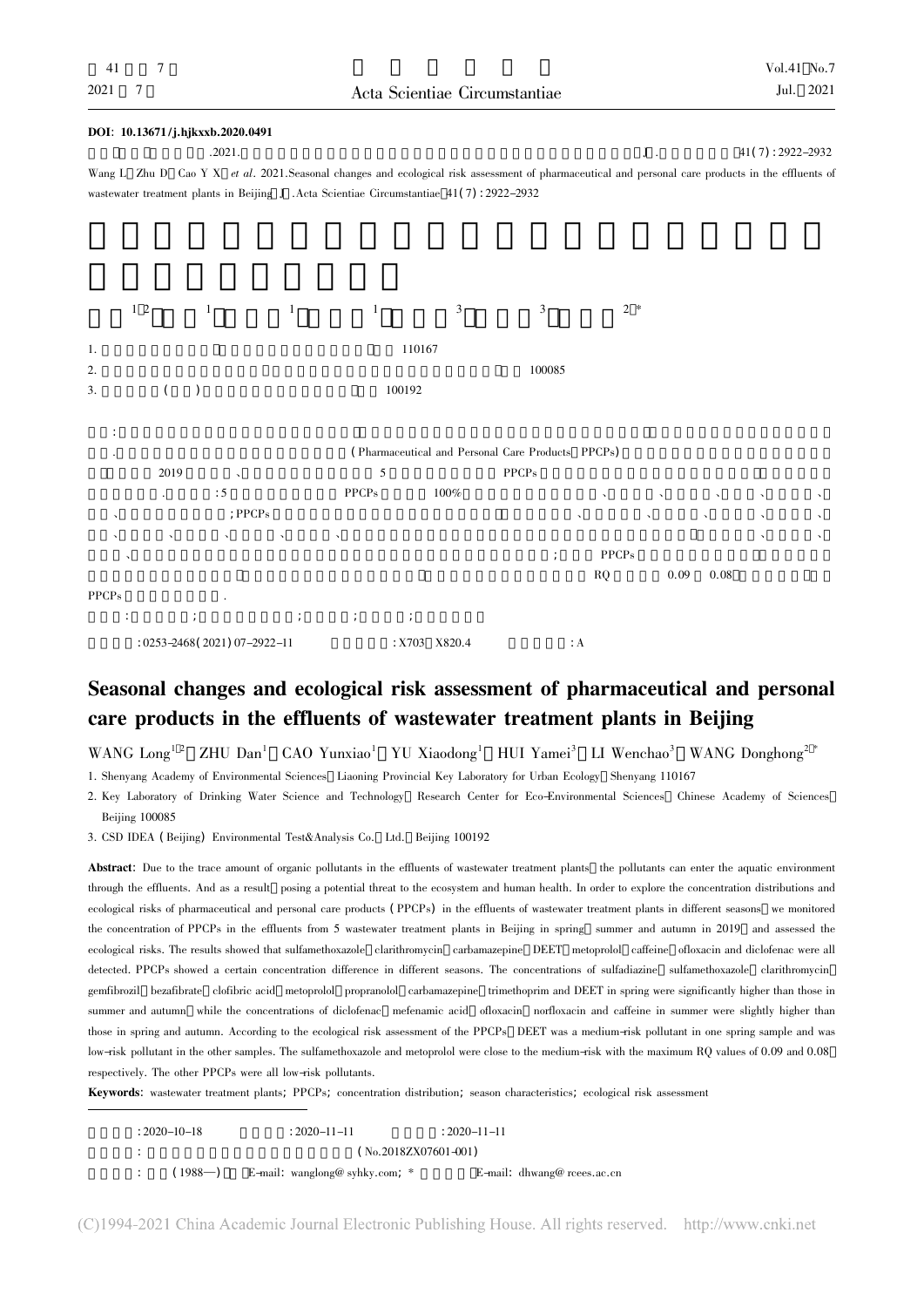DOI: 10.13671/j.hjkxxb.2020.0491

.2021. [J]. 41(7): 2922-2932

Wang L, Zhu D, Cao Y X, *et al*. 2021. Seasonal changes and ecological risk assessment of pharmaceutical and personal care products in the effluents of wastewater treatment plants in Beijing [J]. Acta Scientiae Circumstantiae, 41(7): 2922-2932

# Seasonal changes and ecological risk assessment of pharmaceutical and personal care products in the effluents of wastewater treatment plants in Beijing

WANG Long[1,2], ZHU Dan[1], CAO Yunxiao[1], YU Xiaodong[1], HUI Yamei[3], LI Wenchao[3], WANG Donghong[2*]

1. Shenyang Academy of Environmental Sciences, Liaoning Provincial Key Laboratory for Urban Ecology, Shenyang 110167
2. Key Laboratory of Drinking Water Science and Technology, Research Center for Eco-Environmental Sciences, Chinese Academy of Sciences, Beijing 100085
3. CSD IDEA (Beijing) Environmental Test&Analysis Co. Ltd., Beijing 100192

**Abstract**: Due to the trace amount of organic pollutants in the effluents of wastewater treatment plants, the pollutants can enter the aquatic environment through the effluents. And as a result, posing a potential threat to the ecosystem and human health. In order to explore the concentration distributions and ecological risks of pharmaceutical and personal care products (PPCPs) in the effluents of wastewater treatment plants in different seasons, we monitored the concentration of PPCPs in the effluents from 5 wastewater treatment plants in Beijing in spring, summer and autumn in 2019, and assessed the ecological risks. The results showed that sulfamethoxazole, clarithromycin, carbamazepine, DEET, metoprolol, caffeine, ofloxacin and diclofenac were all detected. PPCPs showed a certain concentration difference in different seasons. The concentrations of sulfadiazine, sulfamethoxazole, clarithromycin, gemfibrozil, bezafibrate, clofibric acid, metoprolol, propranolol, carbamazepine, trimethoprim and DEET in spring were significantly higher than those in summer and autumn, while the concentrations of diclofenac, mefenamic acid, ofloxacin, norfloxacin and caffeine in summer were slightly higher than those in spring and autumn. According to the ecological risk assessment of the PPCPs, DEET was a medium-risk pollutant in one spring sample and was low-risk pollutant in the other samples. The sulfamethoxazole and metoprolol were close to the medium-risk with the maximum RQ values of 0.09 and 0.08, respectively. The other PPCPs were all low-risk pollutants.

**Keywords**: wastewater treatment plants; PPCPs; concentration distribution; season characteristics; ecological risk assessment

: 0253-2468(2021)07-2922-11　　: X703, X820.4　　: A

: 2020-10-18　　: 2020-11-11　　: 2020-11-11

(No.2018ZX07601-001)

(1988—), E-mail: wanglong@syhky.com; * E-mail: dhwang@rcees.ac.cn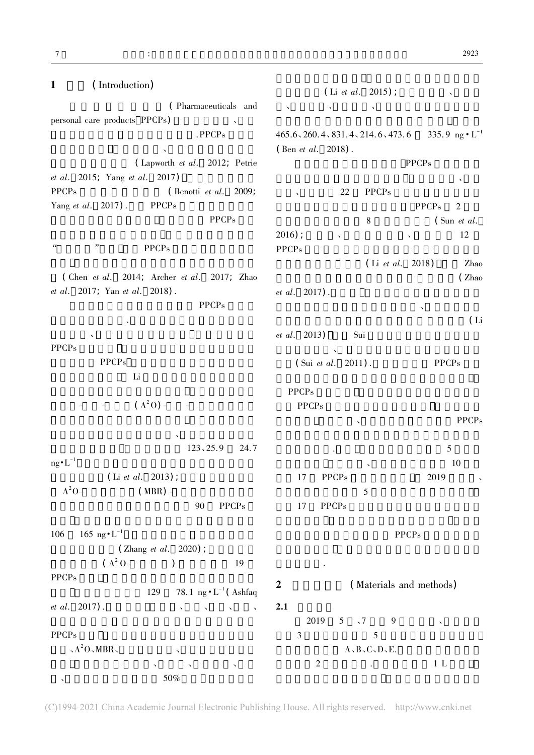## 1 (Introduction)

( Pharmaceuticals and personal care products PPCPs) 、 .PPCPs 、 ( Lapworth *et al*. 2012; Petrie *et al*. 2015; Yang *et al*. 2017) PPCPs ( Benotti *et al*. 2009; Yang *et al*. 2017). PPCPs PPCPs “ ” PPCPs ( Chen *et al*. 2014; Archer *et al*. 2017; Zhao *et al*. 2017; Yan *et al*. 2018).

PPCPs . 、 PPCPs PPCPs Li – – ( $A^2O$)– – 、 123、25.9 24.7 $ng \cdot L^{-1}$ (Li *et al*. 2013); $A^2O$– (MBR)– 90 PPCPs 106 165 $ng \cdot L^{-1}$ (Zhang *et al*. 2020); ( $A^2O$– ) 19 PPCPs 129 78.1 $ng \cdot L^{-1}$( Ashfaq *et al*. 2017). 、 、 、 、 PPCPs 、$A^2O$、MBR、 、 、 、 、 、 50% (Li *et al*. 2015); 、 、 、 、 465.6、260.4、831.4、214.6、473.6 335.9 $ng \cdot L^{-1}$ ( Ben *et al*. 2018).

PPCPs 、 、 22 PPCPs PPCPs 2 8 ( Sun *et al*. 2016); 、 、 12 PPCPs ( Li *et al*. 2018) Zhao ( Zhao *et al*. 2017). 、 ( Li *et al*. 2013) Sui 、 ( Sui *et al*. 2011). PPCPs PPCPs PPCPs 、 PPCPs . 5 、 10 17 PPCPs 2019 、 5 17 PPCPs PPCPs .

## 2 (Materials and methods)

### 2.1

2019 5 、7 9 、 3 5 A、B、C、D、E. 2 . 1 L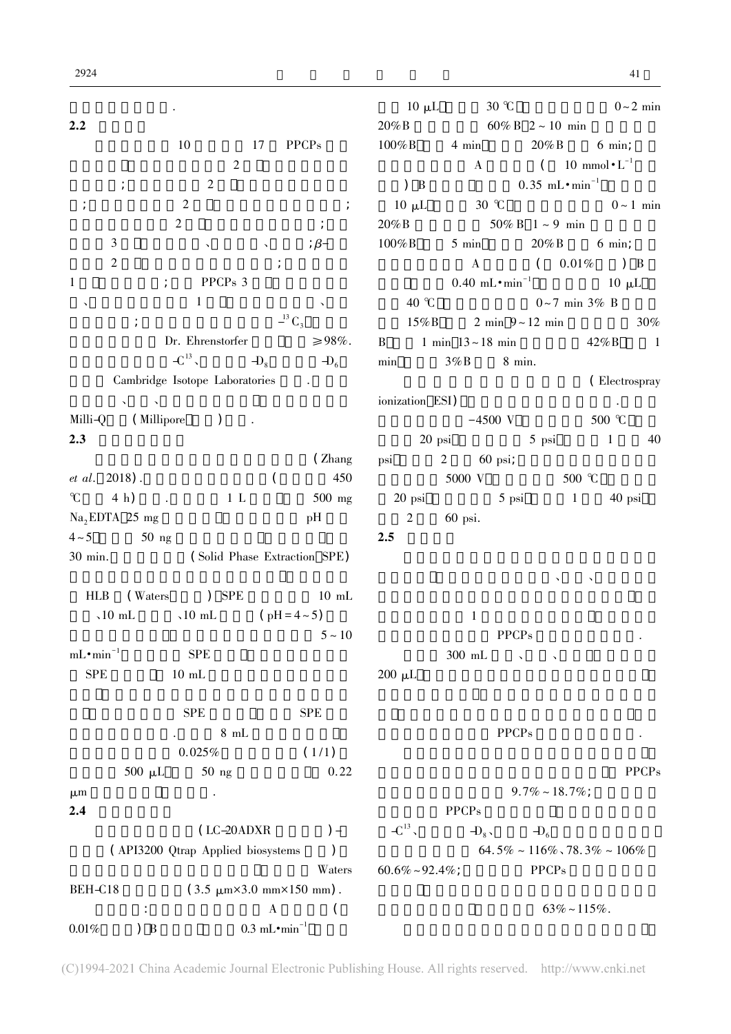.

**2.2**

10 17 PPCPs

2

; 2

; 2 ;

2 ;

3 、 、 ;β-

2 ;

1 ; PPCPs 3

、 1 、

; -$^{13}C_3$

Dr. Ehrenstorfer ≥98%.

-$C^{13}$、 -$D_8$ -$D_6$

Cambridge Isotope Laboratories .

、 、

Milli-Q (Millipore ) .

**2.3**

(Zhang *et al*. 2018). ( 450 ℃ 4 h) . 1 L 500 mg $Na_2EDTA$ 25 mg pH 4~5 50 ng 30 min. (Solid Phase Extraction SPE)

HLB (Waters ) SPE 10 mL、10 mL 、10 mL (pH=4~5) 5~10 $mL \cdot min^{-1}$ SPE SPE 10 mL

SPE SPE . 8 mL 0.025% (1/1) 500 μL 50 ng 0.22 μm .

**2.4**

(LC-20ADXR )-(API3200 Qtrap Applied biosystems ) Waters BEH-C18 (3.5 μm×3.0 mm×150 mm). : A ( 0.01% ) B 0.3 $mL \cdot min^{-1}$ 10 μL 30 ℃ 0~2 min 20%B 60% B 2~10 min 100%B 4 min 20%B 6 min; A ( 10 $mmol \cdot L^{-1}$ ) B 0.35 $mL \cdot min^{-1}$ 10 μL 30 ℃ 0~1 min 20%B 50% B 1~9 min 100%B 5 min 20%B 6 min; A ( 0.01% ) B 0.40 $mL \cdot min^{-1}$ 10 μL 40 ℃ 0~7 min 3% B 15%B 2 min 9~12 min 30% B 1 min 13~18 min 42%B 1 min 3%B 8 min.

(Electrospray ionization ESI) . -4500 V 500 ℃ 20 psi 5 psi 1 40 psi 2 60 psi; 5000 V 500 ℃ 20 psi 5 psi 1 40 psi 2 60 psi.

**2.5**

、 、 1 PPCPs .

300 mL 、 、 200 μL PPCPs .

PPCPs 9.7%~18.7%; PPCPs -$C^{13}$、 -$D_8$、 -$D_6$ 64.5%~116%、78.3%~106% 60.6%~92.4%; PPCPs 63%~115%.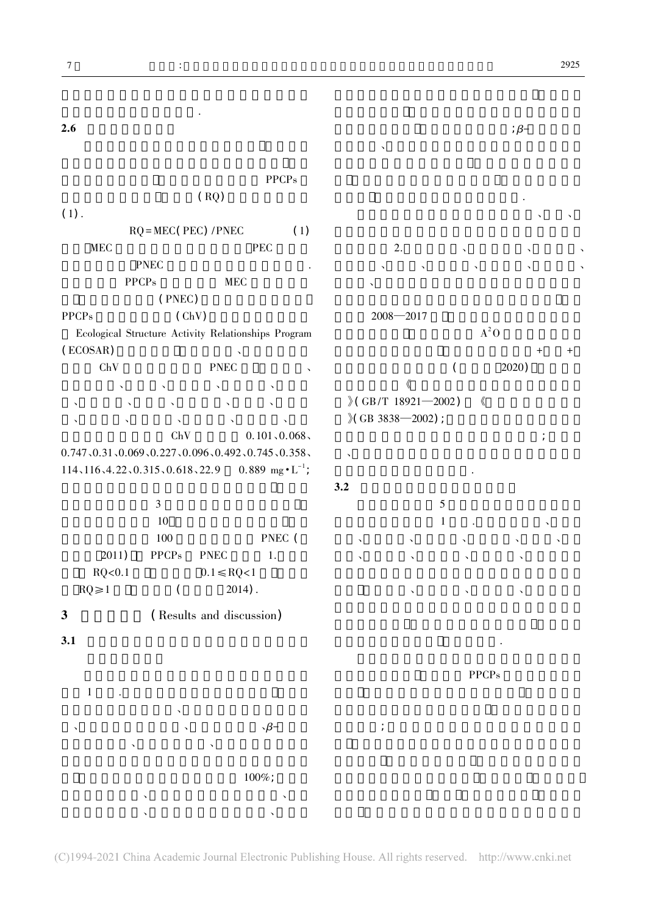.

### 2.6

PPCPs

(RQ)

(1).

$$RQ = MEC(PEC)/PNEC \quad (1)$$

MEC PEC

PNEC .

PPCPs MEC

(PNEC)

PPCPs (ChV)

Ecological Structure Activity Relationships Program (ECOSAR) 、

ChV PNEC 、

、 、 、 、

、 、 、 、 、 、

、 、 、 、 、

ChV 0.101、0.068、0.747、0.31、0.069、0.227、0.096、0.492、0.745、0.358、114、116、4.22、0.315、0.618、22.9 0.889 $mg \cdot L^{-1}$;

3

10

100 PNEC (2011) PPCPs PNEC 1.

RQ<0.1 0.1≤RQ<1

RQ≥1 ( 2014).

## 3 (Results and discussion)

### 3.1

1 .

、

、 、 、β-

、 、

100%;

、 、

、 、

;β-

、

.

、 、 、

2. 、 、 、

、 、 、 、 、

、

2008—2017

$A^2O$

+ +

( 2020)

《

》(GB/T 18921—2002) 《

》(GB 3838—2002);

;

、

.

### 3.2

5

1 . 、

、 、 、 、 、

、 、 、 、

、 、 、

.

PPCPs

;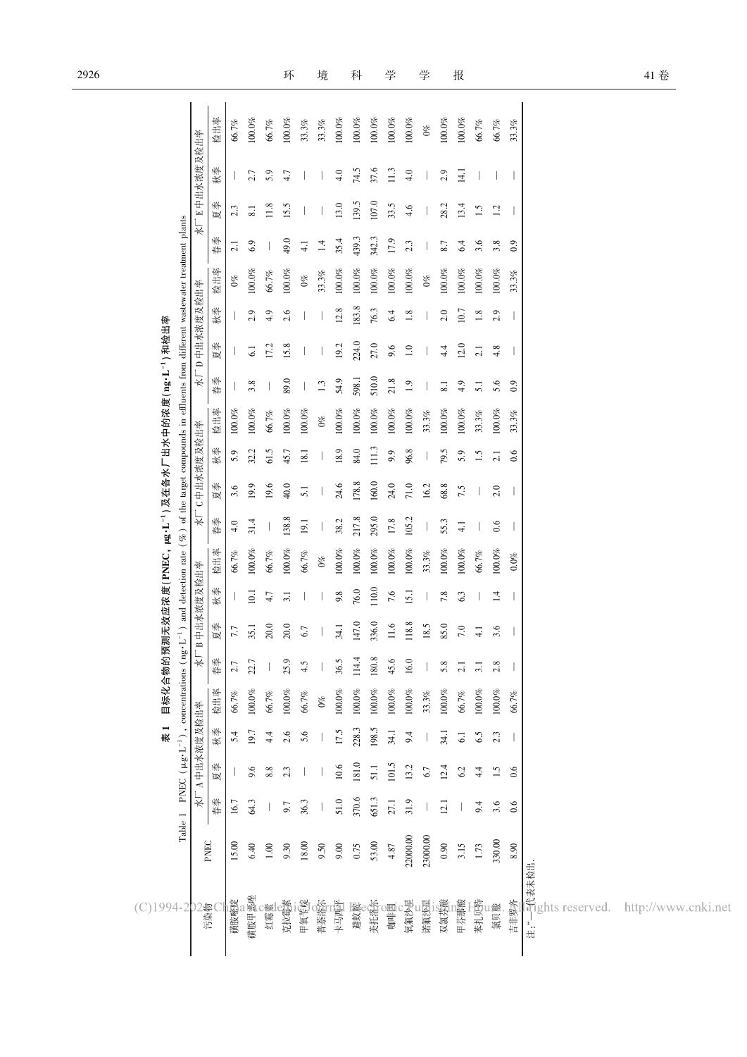表 1　目标化合物的预测无效应浓度(PNEC, μg·L$^{-1}$)及在各水厂出水中的浓度(ng·L$^{-1}$)和检出率

Table 1　PNEC (μg·L$^{-1}$), concentrations (ng·L$^{-1}$) and detection rate (%) of the target compounds in effluents from different wastewater treatment plants

| 污染物 | PNEC | 水厂A中出水浓度及检出率 | | | | 水厂B中出水浓度及检出率 | | | | 水厂C中出水浓度及检出率 | | | | 水厂D中出水浓度及检出率 | | | | 水厂E中出水浓度及检出率 | | | |
|---|---|---|---|---|---|---|---|---|---|---|---|---|---|---|---|---|---|---|---|---|---|
| | | 春季 | 夏季 | 秋季 | 检出率 | 春季 | 夏季 | 秋季 | 检出率 | 春季 | 夏季 | 秋季 | 检出率 | 春季 | 夏季 | 秋季 | 检出率 | 春季 | 夏季 | 秋季 | 检出率 |
| 磺胺嘧啶 | 15.00 | 16.7 | — | 5.4 | 66.7% | 2.7 | 7.7 | — | 66.7% | 4.0 | 3.6 | 5.9 | 100.0% | — | — | — | 0% | 2.1 | 2.3 | — | 66.7% |
| 磺胺甲恶唑 | 6.40 | 64.3 | 9.6 | 19.7 | 100.0% | 22.7 | 35.1 | 10.1 | 100.0% | 31.4 | 19.9 | 32.2 | 100.0% | 3.8 | 6.1 | 2.9 | 100.0% | 6.9 | 8.1 | 2.7 | 100.0% |
| 红霉素 | 1.00 | — | 8.8 | 4.4 | 66.7% | — | 20.0 | 4.7 | 66.7% | — | 19.6 | 61.5 | 66.7% | — | 17.2 | 4.9 | 66.7% | — | 11.8 | 5.9 | 66.7% |
| 克拉霉素 | 9.30 | 9.7 | 2.3 | 2.6 | 100.0% | 25.9 | 20.0 | 3.1 | 100.0% | 138.8 | 40.0 | 45.7 | 100.0% | 89.0 | 15.8 | 2.6 | 100.0% | 49.0 | 15.5 | 4.7 | 100.0% |
| 甲氧苄啶 | 18.00 | 36.3 | — | 5.6 | 66.7% | 4.5 | 6.7 | — | 66.7% | 19.1 | 5.1 | 18.1 | 100.0% | — | — | — | 0% | 4.1 | — | — | 33.3% |
| 普萘洛尔 | 9.50 | — | — | — | 0% | — | — | — | 0% | — | — | — | 0% | 1.3 | — | — | 33.3% | 1.4 | — | — | 33.3% |
| 卡马西平 | 9.00 | 51.0 | 10.6 | 17.5 | 100.0% | 36.5 | 34.1 | 9.8 | 100.0% | 38.2 | 24.6 | 18.9 | 100.0% | 54.9 | 19.2 | 12.8 | 100.0% | 35.4 | 13.0 | 4.0 | 100.0% |
| 避蚊胺 | 0.75 | 370.6 | 181.0 | 228.3 | 100.0% | 114.4 | 147.0 | 76.0 | 100.0% | 217.8 | 178.8 | 84.0 | 100.0% | 598.1 | 224.0 | 183.8 | 100.0% | 439.3 | 139.5 | 74.5 | 100.0% |
| 美托洛尔 | 53.00 | 651.3 | 51.1 | 198.5 | 100.0% | 180.8 | 336.0 | 110.0 | 100.0% | 295.0 | 160.0 | 111.3 | 100.0% | 510.0 | 27.0 | 76.3 | 100.0% | 342.3 | 107.0 | 37.6 | 100.0% |
| 咖啡因 | 4.87 | 27.1 | 101.5 | 34.1 | 100.0% | 45.6 | 11.6 | 7.6 | 100.0% | 17.8 | 24.0 | 9.9 | 100.0% | 21.8 | 9.6 | 6.4 | 100.0% | 17.9 | 33.5 | 11.3 | 100.0% |
| 氧氟沙星 | 22000.00 | 31.9 | 13.2 | 9.4 | 100.0% | 16.0 | 118.8 | 15.1 | 100.0% | 105.2 | 71.0 | 96.8 | 100.0% | 1.9 | 1.0 | 1.8 | 100.0% | 2.3 | 4.6 | 4.0 | 100.0% |
| 诺氟沙星 | 23000.00 | — | 6.7 | — | 33.3% | — | 18.5 | — | 33.3% | — | 16.2 | — | 33.3% | — | — | — | 0% | — | — | — | 0% |
| 双氯芬酸 | 0.90 | 12.1 | 12.4 | 34.1 | 100.0% | 5.8 | 85.0 | 7.8 | 100.0% | 55.3 | 68.8 | 79.5 | 100.0% | 8.1 | 4.4 | 2.0 | 100.0% | 8.7 | 28.2 | 2.9 | 100.0% |
| 甲芬那酸 | 3.15 | — | 6.2 | 6.1 | 66.7% | 2.1 | 7.0 | 6.3 | 100.0% | 4.1 | 7.5 | 5.9 | 100.0% | 4.9 | 12.0 | 10.7 | 100.0% | 6.4 | 13.4 | 14.1 | 100.0% |
| 苯扎贝特 | 1.73 | 9.4 | 4.4 | 6.5 | 100.0% | 3.1 | 4.1 | — | 66.7% | — | — | 1.5 | 33.3% | 5.1 | 2.1 | 1.8 | 100.0% | 3.6 | 1.5 | — | 66.7% |
| 氯贝酸 | 330.00 | 3.6 | 1.5 | 2.3 | 100.0% | 2.8 | 3.6 | 1.4 | 100.0% | 0.6 | 2.0 | 2.1 | 100.0% | 5.6 | 4.8 | 2.9 | 100.0% | 3.8 | 1.2 | — | 66.7% |
| 吉非罗齐 | 8.90 | 0.6 | 0.6 | — | 66.7% | — | — | — | 0.0% | — | — | 0.6 | 33.3% | 0.9 | — | — | 33.3% | 0.9 | — | — | 33.3% |

注:"—"代表未检出.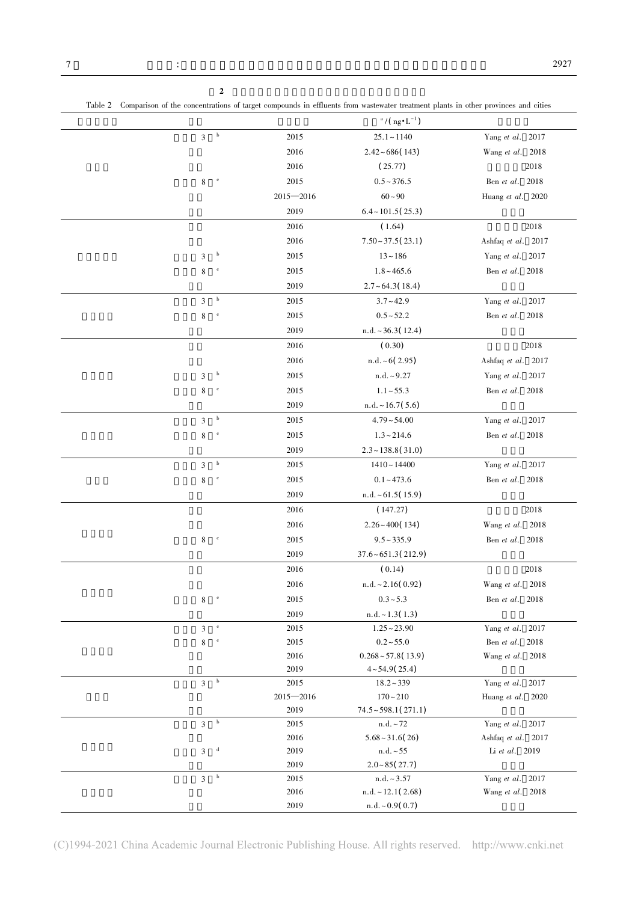**2**

Table 2 Comparison of the concentrations of target compounds in effluents from wastewater treatment plants in other provinces and cities

| | | | a /( ng•L$^{-1}$) | |
|---|---|---|---|---|
| | 3 b | 2015 | 25.1 ~ 1140 | Yang *et al*. 2017 |
| | | 2016 | 2.42 ~ 686( 143) | Wang *et al*. 2018 |
| | | 2016 | ( 25.77) | 2018 |
| | 8 c | 2015 | 0.5 ~ 376.5 | Ben *et al*. 2018 |
| | | 2015—2016 | 60 ~ 90 | Huang *et al*. 2020 |
| | | 2019 | 6.4 ~ 101.5( 25.3) | |
| | | 2016 | ( 1.64) | 2018 |
| | | 2016 | 7.50 ~ 37.5( 23.1) | Ashfaq *et al*. 2017 |
| | 3 b | 2015 | 13 ~ 186 | Yang *et al*. 2017 |
| | 8 c | 2015 | 1.8 ~ 465.6 | Ben *et al*. 2018 |
| | | 2019 | 2.7 ~ 64.3( 18.4) | |
| | 3 b | 2015 | 3.7 ~ 42.9 | Yang *et al*. 2017 |
| | 8 c | 2015 | 0.5 ~ 52.2 | Ben *et al*. 2018 |
| | | 2019 | n.d. ~ 36.3( 12.4) | |
| | | 2016 | ( 0.30) | 2018 |
| | | 2016 | n.d. ~ 6( 2.95) | Ashfaq *et al*. 2017 |
| | 3 b | 2015 | n.d. ~ 9.27 | Yang *et al*. 2017 |
| | 8 c | 2015 | 1.1 ~ 55.3 | Ben *et al*. 2018 |
| | | 2019 | n.d. ~ 16.7( 5.6) | |
| | 3 b | 2015 | 4.79 ~ 54.00 | Yang *et al*. 2017 |
| | 8 c | 2015 | 1.3 ~ 214.6 | Ben *et al*. 2018 |
| | | 2019 | 2.3 ~ 138.8( 31.0) | |
| | 3 b | 2015 | 1410 ~ 14400 | Yang *et al*. 2017 |
| | 8 c | 2015 | 0.1 ~ 473.6 | Ben *et al*. 2018 |
| | | 2019 | n.d. ~ 61.5( 15.9) | |
| | | 2016 | ( 147.27) | 2018 |
| | | 2016 | 2.26 ~ 400( 134) | Wang *et al*. 2018 |
| | 8 c | 2015 | 9.5 ~ 335.9 | Ben *et al*. 2018 |
| | | 2019 | 37.6 ~ 651.3( 212.9) | |
| | | 2016 | ( 0.14) | 2018 |
| | | 2016 | n.d. ~ 2.16( 0.92) | Wang *et al*. 2018 |
| | 8 c | 2015 | 0.3 ~ 5.3 | Ben *et al*. 2018 |
| | | 2019 | n.d. ~ 1.3( 1.3) | |
| | 3 c | 2015 | 1.25 ~ 23.90 | Yang *et al*. 2017 |
| | 8 c | 2015 | 0.2 ~ 55.0 | Ben *et al*. 2018 |
| | | 2016 | 0.268 ~ 57.8( 13.9) | Wang *et al*. 2018 |
| | | 2019 | 4 ~ 54.9( 25.4) | |
| | 3 b | 2015 | 18.2 ~ 339 | Yang *et al*. 2017 |
| | | 2015—2016 | 170 ~ 210 | Huang *et al*. 2020 |
| | | 2019 | 74.5 ~ 598.1( 271.1) | |
| | 3 b | 2015 | n.d. ~ 72 | Yang *et al*. 2017 |
| | | 2016 | 5.68 ~ 31.6( 26) | Ashfaq *et al*. 2017 |
| | 3 d | 2019 | n.d. ~ 55 | Li *et al*. 2019 |
| | | 2019 | 2.0 ~ 85( 27.7) | |
| | 3 b | 2015 | n.d. ~ 3.57 | Yang *et al*. 2017 |
| | | 2016 | n.d. ~ 12.1( 2.68) | Wang *et al*. 2018 |
| | | 2019 | n.d. ~ 0.9( 0.7) | |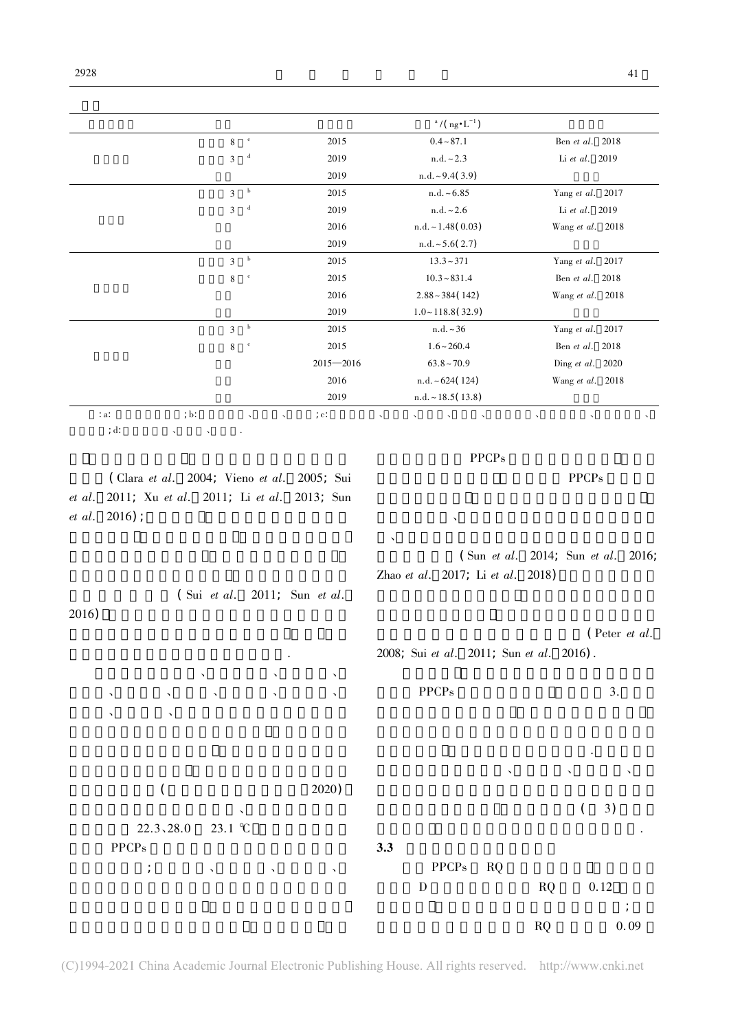| | | | $^{a}$/(ng·L$^{-1}$) | |
|---|---|---|---|---|
| | 8 [c] | 2015 | 0.4~87.1 | Ben *et al.* 2018 |
| | 3 [d] | 2019 | n.d.~2.3 | Li *et al.* 2019 |
| | | 2019 | n.d.~9.4(3.9) | |
| | 3 [b] | 2015 | n.d.~6.85 | Yang *et al.* 2017 |
| | 3 [d] | 2019 | n.d.~2.6 | Li *et al.* 2019 |
| | | 2016 | n.d.~1.48(0.03) | Wang *et al.* 2018 |
| | | 2019 | n.d.~5.6(2.7) | |
| | 3 [b] | 2015 | 13.3~371 | Yang *et al.* 2017 |
| | 8 [c] | 2015 | 10.3~831.4 | Ben *et al.* 2018 |
| | | 2016 | 2.88~384(142) | Wang *et al.* 2018 |
| | | 2019 | 1.0~118.8(32.9) | |
| | 3 [b] | 2015 | n.d.~36 | Yang *et al.* 2017 |
| | 8 [c] | 2015 | 1.6~260.4 | Ben *et al.* 2018 |
| | | 2015—2016 | 63.8~70.9 | Ding *et al.* 2020 |
| | | 2016 | n.d.~624(124) | Wang *et al.* 2018 |
| | | 2019 | n.d.~18.5(13.8) | |

:a: ;b: 、 、 ;c: 、 、 、 、 、 、 、 ;d: 、 、 .

(Clara *et al.* 2004; Vieno *et al.* 2005; Sui *et al.* 2011; Xu *et al.* 2011; Li *et al.* 2013; Sun *et al.* 2016); (Sui *et al.* 2011; Sun *et al.* 2016) .

、 、 、 、 、 、 、 、 、 、 、

(2020) 、 22.3、28.0 23.1 ℃ PPCPs ; 、 、 、

PPCPs PPCPs 、 、 (Sun *et al.* 2014; Sun *et al.* 2016; Zhao *et al.* 2017; Li *et al.* 2018) (Peter *et al.* 2008; Sui *et al.* 2011; Sun *et al.* 2016).

PPCPs 3. . 、 、 、 ( 3) .

### 3.3

PPCPs RQ D RQ 0.12 ; RQ 0.09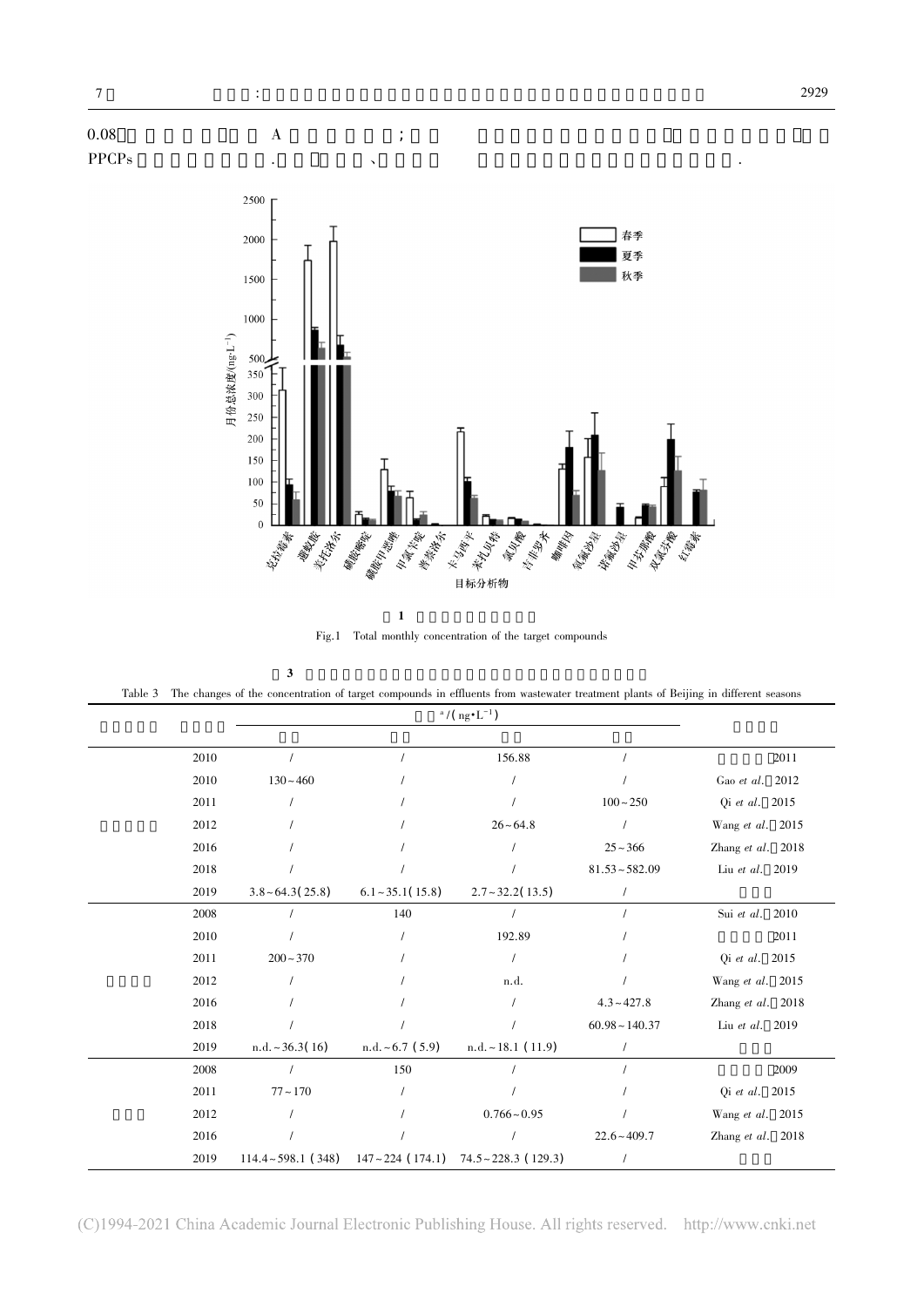0.08 A ;

PPCPs . 、 .

1

Fig.1 Total monthly concentration of the target compounds

3

Table 3 The changes of the concentration of target compounds in effluents from wastewater treatment plants of Beijing in different seasons

| | | a/(ng·L⁻¹) | | | | |
|---|---|---|---|---|---|---|
| | | | | | | |
| | 2010 | / | / | 156.88 | / | 2011 |
| | 2010 | 130~460 | / | / | / | Gao *et al*. 2012 |
| | 2011 | / | / | / | 100~250 | Qi *et al*. 2015 |
| | 2012 | / | / | 26~64.8 | / | Wang *et al*. 2015 |
| | 2016 | / | / | / | 25~366 | Zhang *et al*. 2018 |
| | 2018 | / | / | / | 81.53~582.09 | Liu *et al*. 2019 |
| | 2019 | 3.8~64.3(25.8) | 6.1~35.1(15.8) | 2.7~32.2(13.5) | / | |
| | 2008 | / | 140 | / | / | Sui *et al*. 2010 |
| | 2010 | / | / | 192.89 | / | 2011 |
| | 2011 | 200~370 | / | / | / | Qi *et al*. 2015 |
| | 2012 | / | / | n.d. | / | Wang *et al*. 2015 |
| | 2016 | / | / | / | 4.3~427.8 | Zhang *et al*. 2018 |
| | 2018 | / | / | / | 60.98~140.37 | Liu *et al*. 2019 |
| | 2019 | n.d.~36.3(16) | n.d.~6.7 (5.9) | n.d.~18.1 (11.9) | / | |
| | 2008 | / | 150 | / | / | 2009 |
| | 2011 | 77~170 | / | / | / | Qi *et al*. 2015 |
| | 2012 | / | / | 0.766~0.95 | / | Wang *et al*. 2015 |
| | 2016 | / | / | / | 22.6~409.7 | Zhang *et al*. 2018 |
| | 2019 | 114.4~598.1 (348) | 147~224 (174.1) | 74.5~228.3 (129.3) | / | |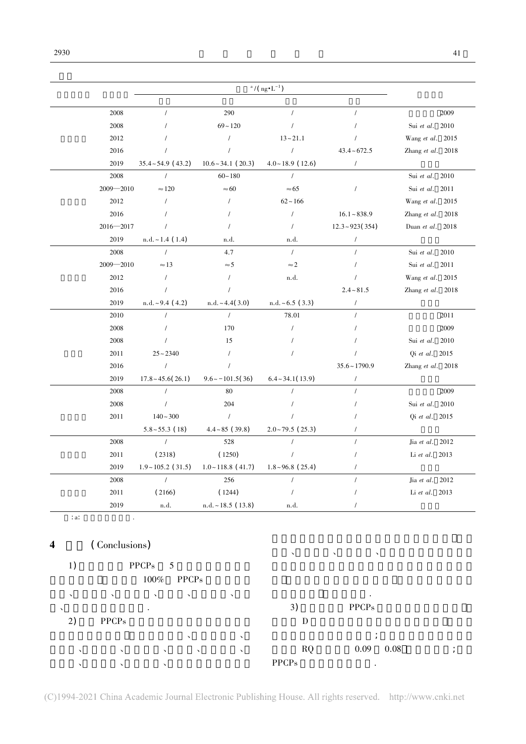| | | $^a$/(ng•L$^{-1}$) | | | | |
|---|---|---|---|---|---|---|
| | | | | | | |
| | 2008 | / | 290 | / | / | 2009 |
| | 2008 | / | 69~120 | / | / | Sui *et al*. 2010 |
| | 2012 | / | / | 13~21.1 | / | Wang *et al*. 2015 |
| | 2016 | / | / | / | 43.4~672.5 | Zhang *et al*. 2018 |
| | 2019 | 35.4~54.9 (43.2) | 10.6~34.1 (20.3) | 4.0~18.9 (12.6) | / | |
| | 2008 | / | 60~180 | / | | Sui *et al*. 2010 |
| | 2009—2010 | ≈120 | ≈60 | ≈65 | / | Sui *et al*. 2011 |
| | 2012 | / | / | 62~166 | | Wang *et al*. 2015 |
| | 2016 | / | / | / | 16.1~838.9 | Zhang *et al*. 2018 |
| | 2016—2017 | / | / | / | 12.3~923(354) | Duan *et al*. 2018 |
| | 2019 | n.d.~1.4 (1.4) | n.d. | n.d. | / | |
| | 2008 | / | 4.7 | / | / | Sui *et al*. 2010 |
| | 2009—2010 | ≈13 | ≈5 | ≈2 | / | Sui *et al*. 2011 |
| | 2012 | / | / | n.d. | / | Wang *et al*. 2015 |
| | 2016 | / | / | | 2.4~81.5 | Zhang *et al*. 2018 |
| | 2019 | n.d.~9.4 (4.2) | n.d.~4.4(3.0) | n.d.~6.5 (3.3) | / | |
| | 2010 | / | / | 78.01 | / | 2011 |
| | 2008 | / | 170 | / | / | 2009 |
| | 2008 | / | 15 | / | / | Sui *et al*. 2010 |
| | 2011 | 25~2340 | / | / | / | Qi *et al*. 2015 |
| | 2016 | / | / | | 35.6~1790.9 | Zhang *et al*. 2018 |
| | 2019 | 17.8~45.6(26.1) | 9.6~-101.5(36) | 6.4~34.1(13.9) | / | |
| | 2008 | / | 80 | / | / | 2009 |
| | 2008 | / | 204 | / | / | Sui *et al*. 2010 |
| | 2011 | 140~300 | / | / | / | Qi *et al*. 2015 |
| | | 5.8~55.3 (18) | 4.4~85 (39.8) | 2.0~79.5 (25.3) | / | |
| | 2008 | / | 528 | / | / | Jia *et al*. 2012 |
| | 2011 | (2318) | (1250) | / | / | Li *et al*. 2013 |
| | 2019 | 1.9~105.2 (31.5) | 1.0~118.8 (41.7) | 1.8~96.8 (25.4) | / | |
| | 2008 | / | 256 | / | / | Jia *et al*. 2012 |
| | 2011 | (2166) | (1244) | / | / | Li *et al*. 2013 |
| | 2019 | n.d. | n.d.~18.5 (13.8) | n.d. | / | |

: a: .

## 4 (Conclusions)

1) PPCPs 5 100% PPCPs 、 、 、 、 、 、 .

2) PPCPs 、 、 、 、 、 、 、 、 、 、 、 、 、 、 、 、 、 .

3) PPCPs D ; RQ 0.09 0.08 ; PPCPs .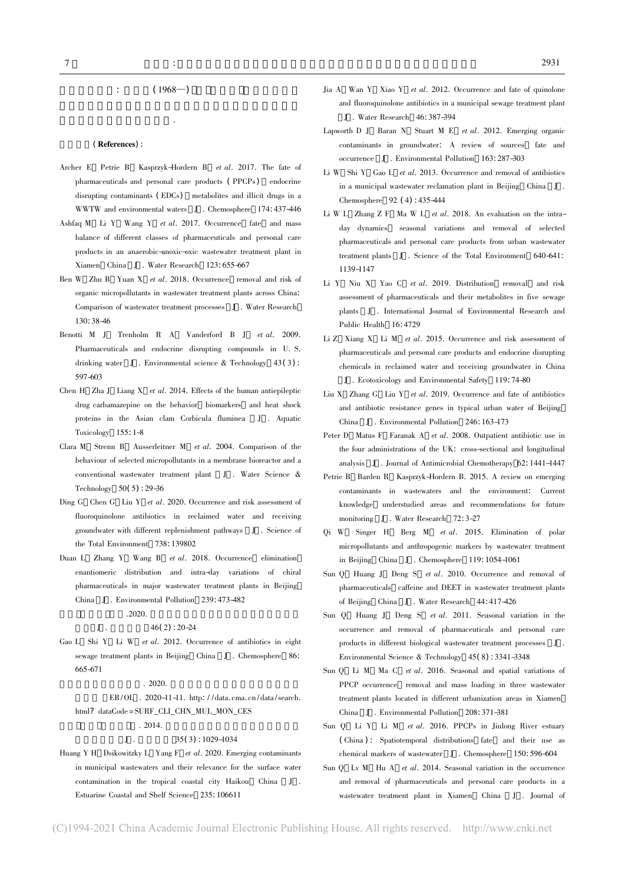: (1968—)

.

**参考文献(References)**:

Archer E, Petrie B, Kasprzyk-Hordern B, *et al*. 2017. The fate of pharmaceuticals and personal care products (PPCPs), endocrine disrupting contaminants (EDCs), metabolites and illicit drugs in a WWTW and environmental waters[J]. Chemosphere, 174: 437-446

Ashfaq M, Li Y, Wang Y, *et al*. 2017. Occurrence, fate, and mass balance of different classes of pharmaceuticals and personal care products in an anaerobic-anoxic-oxic wastewater treatment plant in Xiamen, China[J]. Water Research, 123: 655-667

Ben W, Zhu B, Yuan X, *et al*. 2018. Occurrence, removal and risk of organic micropollutants in wastewater treatment plants across China: Comparison of wastewater treatment processes[J]. Water Research, 130: 38-46

Benotti M J, Trenholm R A, Vanderford B J, *et al*. 2009. Pharmaceuticals and endocrine disrupting compounds in U. S. drinking water[J]. Environmental science & Technology, 43(3): 597-603

Chen H, Zha J, Liang X, *et al*. 2014. Effects of the human antiepileptic drug carbamazepine on the behavior, biomarkers, and heat shock proteins in the Asian clam Corbicula fluminea[J]. Aquatic Toxicology, 155: 1-8

Clara M, Strenn B, Ausserleitner M, *et al*. 2004. Comparison of the behaviour of selected micropollutants in a membrane bioreactor and a conventional wastewater treatment plant[J]. Water Science & Technology, 50(5): 29-36

Ding G, Chen G, Liu Y, *et al*. 2020. Occurrence and risk assessment of fluoroquinolone antibiotics in reclaimed water and receiving groundwater with different replenishment pathways[J]. Science of the Total Environment, 738: 139802

Duan L, Zhang Y, Wang B, *et al*. 2018. Occurrence, elimination, enantiomeric distribution and intra-day variations of chiral pharmaceuticals in major wastewater treatment plants in Beijing, China[J]. Environmental Pollution, 239: 473-482

.2020. [J]. 46(2): 20-24

Gao L, Shi Y, Li W, *et al*. 2012. Occurrence of antibiotics in eight sewage treatment plants in Beijing, China[J]. Chemosphere, 86: 665-671

. 2020. [EB/OL]. 2020-11-11. http://data.cma.cn/data/search.html?dataCode=SURF_CLI_CHN_MUL_MON_CES

. 2014. [J]. 35(3): 1029-1034

Huang Y H, Dsikowitzky L, Yang F, *et al*. 2020. Emerging contaminants in municipal wastewaters and their relevance for the surface water contamination in the tropical coastal city Haikou, China[J]. Estuarine Coastal and Shelf Science, 235: 106611

Jia A, Wan Y, Xiao Y, *et al*. 2012. Occurrence and fate of quinolone and fluoroquinolone antibiotics in a municipal sewage treatment plant[J]. Water Research, 46: 387-394

Lapworth D J, Baran N, Stuart M E, *et al*. 2012. Emerging organic contaminants in groundwater: A review of sources, fate and occurrence[J]. Environmental Pollution, 163: 287-303

Li W, Shi Y, Gao L, *et al*. 2013. Occurrence and removal of antibiotics in a municipal wastewater reclamation plant in Beijing, China[J]. Chemosphere, 92(4): 435-444

Li W L, Zhang Z F, Ma W L, *et al*. 2018. An evaluation on the intra-day dynamics, seasonal variations and removal of selected pharmaceuticals and personal care products from urban wastewater treatment plants[J]. Science of the Total Environment, 640-641: 1139-1147

Li Y, Niu X, Yao C, *et al*. 2019. Distribution, removal, and risk assessment of pharmaceuticals and their metabolites in five sewage plants[J]. International Journal of Environmental Research and Public Health, 16: 4729

Li Z, Xiang X, Li M, *et al*. 2015. Occurrence and risk assessment of pharmaceuticals and personal care products and endocrine disrupting chemicals in reclaimed water and receiving groundwater in China[J]. Ecotoxicology and Environmental Safety, 119: 74-80

Liu X, Zhang G, Liu Y, *et al*. 2019. Occurrence and fate of antibiotics and antibiotic resistance genes in typical urban water of Beijing, China[J]. Environmental Pollution, 246: 163-173

Peter D, Matus F, Faranak A, *et al*. 2008. Outpatient antibiotic use in the four administrations of the UK: cross-sectional and longitudinal analysis[J]. Journal of Antimicrobial Chemotherapy, 62: 1441-1447

Petrie B, Barden R, Kasprzyk-Hordern B. 2015. A review on emerging contaminants in wastewaters and the environment: Current knowledge, understudied areas and recommendations for future monitoring[J]. Water Research, 72: 3-27

Qi W, Singer H, Berg M, *et al*. 2015. Elimination of polar micropollutants and anthropogenic markers by wastewater treatment in Beijing, China[J]. Chemosphere, 119: 1054-1061

Sun Q, Huang J, Deng S, *et al*. 2010. Occurrence and removal of pharmaceuticals, caffeine and DEET in wastewater treatment plants of Beijing, China[J]. Water Research, 44: 417-426

Sun Q, Huang J, Deng S, *et al*. 2011. Seasonal variation in the occurrence and removal of pharmaceuticals and personal care products in different biological wastewater treatment processes[J]. Environmental Science & Technology, 45(8): 3341-3348

Sun Q, Li M, Ma C, *et al*. 2016. Seasonal and spatial variations of PPCP occurrence, removal and mass loading in three wastewater treatment plants located in different urbanization areas in Xiamen, China[J]. Environmental Pollution, 208: 371-381

Sun Q, Li Y, Li M, *et al*. 2016. PPCPs in Jiulong River estuary (China): Spatiotemporal distributions, fate, and their use as chemical markers of wastewater[J]. Chemosphere, 150: 596-604

Sun Q, Lv M, Hu A, *et al*. 2014. Seasonal variation in the occurrence and removal of pharmaceuticals and personal care products in a wastewater treatment plant in Xiamen, China[J]. Journal of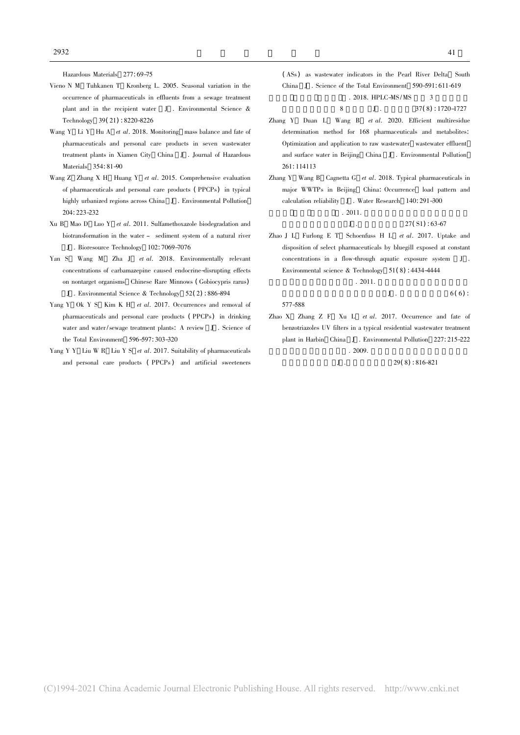Hazardous Materials 277: 69-75

Vieno N M Tuhkanen T Kronberg L. 2005. Seasonal variation in the occurrence of pharmaceuticals in effluents from a sewage treatment plant and in the recipient water J . Environmental Science & Technology 39(21): 8220-8226

Wang Y Li Y Hu A et al. 2018. Monitoring mass balance and fate of pharmaceuticals and personal care products in seven wastewater treatment plants in Xiamen City China J . Journal of Hazardous Materials 354: 81-90

Wang Z Zhang X H Huang Y et al. 2015. Comprehensive evaluation of pharmaceuticals and personal care products (PPCPs) in typical highly urbanized regions across China J . Environmental Pollution 204: 223-232

Xu B Mao D Luo Y et al. 2011. Sulfamethoxazole biodegradation and biotransformation in the water - sediment system of a natural river J . Bioresource Technology 102: 7069-7076

Yan S Wang M Zha J et al. 2018. Environmentally relevant concentrations of carbamazepine caused endocrine-disrupting effects on nontarget organisms Chinese Rare Minnows (Gobiocypris rarus) J . Environmental Science & Technology 52(2): 886-894

Yang Y Ok Y S Kim K H et al. 2017. Occurrences and removal of pharmaceuticals and personal care products (PPCPs) in drinking water and water/sewage treatment plants: A review J . Science of the Total Environment 596-597: 303-320

Yang Y Y Liu W R Liu Y S et al. 2017. Suitability of pharmaceuticals and personal care products (PPCPs) and artificial sweeteners (ASs) as wastewater indicators in the Pearl River Delta South China J . Science of the Total Environment 590-591: 611-619

. 2018. HPLC-MS/MS 3 8 J . 37(8): 1720-1727

Zhang Y Duan L Wang B et al. 2020. Efficient multiresidue determination method for 168 pharmaceuticals and metabolites: Optimization and application to raw wastewater wastewater effluent and surface water in Beijing China J . Environmental Pollution 261: 114113

Zhang Y Wang B Cagnetta G et al. 2018. Typical pharmaceuticals in major WWTPs in Beijing China: Occurrence load pattern and calculation reliability J . Water Research 140: 291-300

. 2011. J . 27(S1): 63-67

Zhao J L Furlong E T Schoenfuss H L et al. 2017. Uptake and disposition of select pharmaceuticals by bluegill exposed at constant concentrations in a flow-through aquatic exposure system J . Environmental science & Technology 51(8): 4434-4444

. 2011. J . 6(6): 577-588

Zhao X Zhang Z F Xu L et al. 2017. Occurrence and fate of benzotriazoles UV filters in a typical residential wastewater treatment plant in Harbin China J . Environmental Pollution 227: 215-222

. 2009. J . 29(8): 816-821